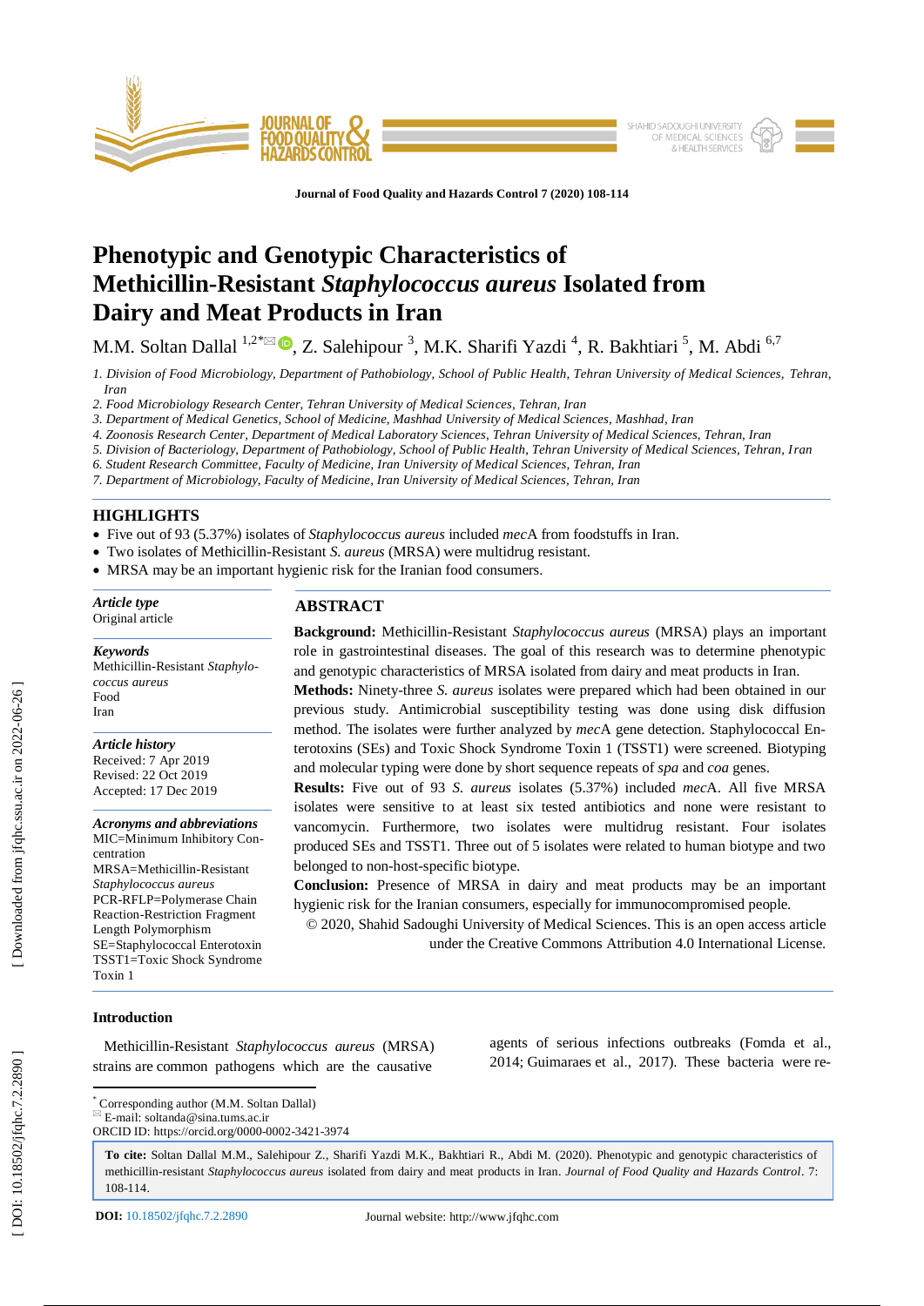# Phenotypic and Genotypic Characteristics of Methicillin-Resistant *Staphylococcus aureus* Isolated from Dairy and Meat Products in Iran

M.M. Soltan Dallal [1,2*], Z. Salehipour [3], M.K. Sharifi Yazdi [4], R. Bakhtiari [5], M. Abdi [6,7]

*1. Division of Food Microbiology, Department of Pathobiology, School of Public Health, Tehran University of Medical Sciences, Tehran, Iran*
*2. Food Microbiology Research Center, Tehran University of Medical Sciences, Tehran, Iran*
*3. Department of Medical Genetics, School of Medicine, Mashhad University of Medical Sciences, Mashhad, Iran*
*4. Zoonosis Research Center, Department of Medical Laboratory Sciences, Tehran University of Medical Sciences, Tehran, Iran*
*5. Division of Bacteriology, Department of Pathobiology, School of Public Health, Tehran University of Medical Sciences, Tehran, Iran*
*6. Student Research Committee, Faculty of Medicine, Iran University of Medical Sciences, Tehran, Iran*
*7. Department of Microbiology, Faculty of Medicine, Iran University of Medical Sciences, Tehran, Iran*

## HIGHLIGHTS

- Five out of 93 (5.37%) isolates of *Staphylococcus aureus* included *mec*A from foodstuffs in Iran.
- Two isolates of Methicillin-Resistant *S. aureus* (MRSA) were multidrug resistant.
- MRSA may be an important hygienic risk for the Iranian food consumers.

***Article type***
Original article

***Keywords***
Methicillin-Resistant *Staphylococcus aureus*
Food
Iran

***Article history***
Received: 7 Apr 2019
Revised: 22 Oct 2019
Accepted: 17 Dec 2019

***Acronyms and abbreviations***
MIC=Minimum Inhibitory Concentration
MRSA=Methicillin-Resistant *Staphylococcus aureus*
PCR-RFLP=Polymerase Chain Reaction-Restriction Fragment Length Polymorphism
SE=Staphylococcal Enterotoxin
TSST1=Toxic Shock Syndrome Toxin 1

## ABSTRACT

**Background:** Methicillin-Resistant *Staphylococcus aureus* (MRSA) plays an important role in gastrointestinal diseases. The goal of this research was to determine phenotypic and genotypic characteristics of MRSA isolated from dairy and meat products in Iran.

**Methods:** Ninety-three *S. aureus* isolates were prepared which had been obtained in our previous study. Antimicrobial susceptibility testing was done using disk diffusion method. The isolates were further analyzed by *mec*A gene detection. Staphylococcal Enterotoxins (SEs) and Toxic Shock Syndrome Toxin 1 (TSST1) were screened. Biotyping and molecular typing were done by short sequence repeats of *spa* and *coa* genes.

**Results:** Five out of 93 *S. aureus* isolates (5.37%) included *mec*A. All five MRSA isolates were sensitive to at least six tested antibiotics and none were resistant to vancomycin. Furthermore, two isolates were multidrug resistant. Four isolates produced SEs and TSST1. Three out of 5 isolates were related to human biotype and two belonged to non-host-specific biotype.

**Conclusion:** Presence of MRSA in dairy and meat products may be an important hygienic risk for the Iranian consumers, especially for immunocompromised people.

© 2020, Shahid Sadoughi University of Medical Sciences. This is an open access article under the Creative Commons Attribution 4.0 International License.

## Introduction

Methicillin-Resistant *Staphylococcus aureus* (MRSA) strains are common pathogens which are the causative agents of serious infections outbreaks (Fomda et al., 2014; Guimaraes et al., 2017). These bacteria were re-

---

[*] Corresponding author (M.M. Soltan Dallal)
E-mail: soltanda@sina.tums.ac.ir
ORCID ID: https://orcid.org/0000-0002-3421-3974

**To cite:** Soltan Dallal M.M., Salehipour Z., Sharifi Yazdi M.K., Bakhtiari R., Abdi M. (2020). Phenotypic and genotypic characteristics of methicillin-resistant *Staphylococcus aureus* isolated from dairy and meat products in Iran. *Journal of Food Quality and Hazards Control*. 7: 108-114.

**DOI:** 10.18502/jfqhc.7.2.2890

Journal website: http://www.jfqhc.com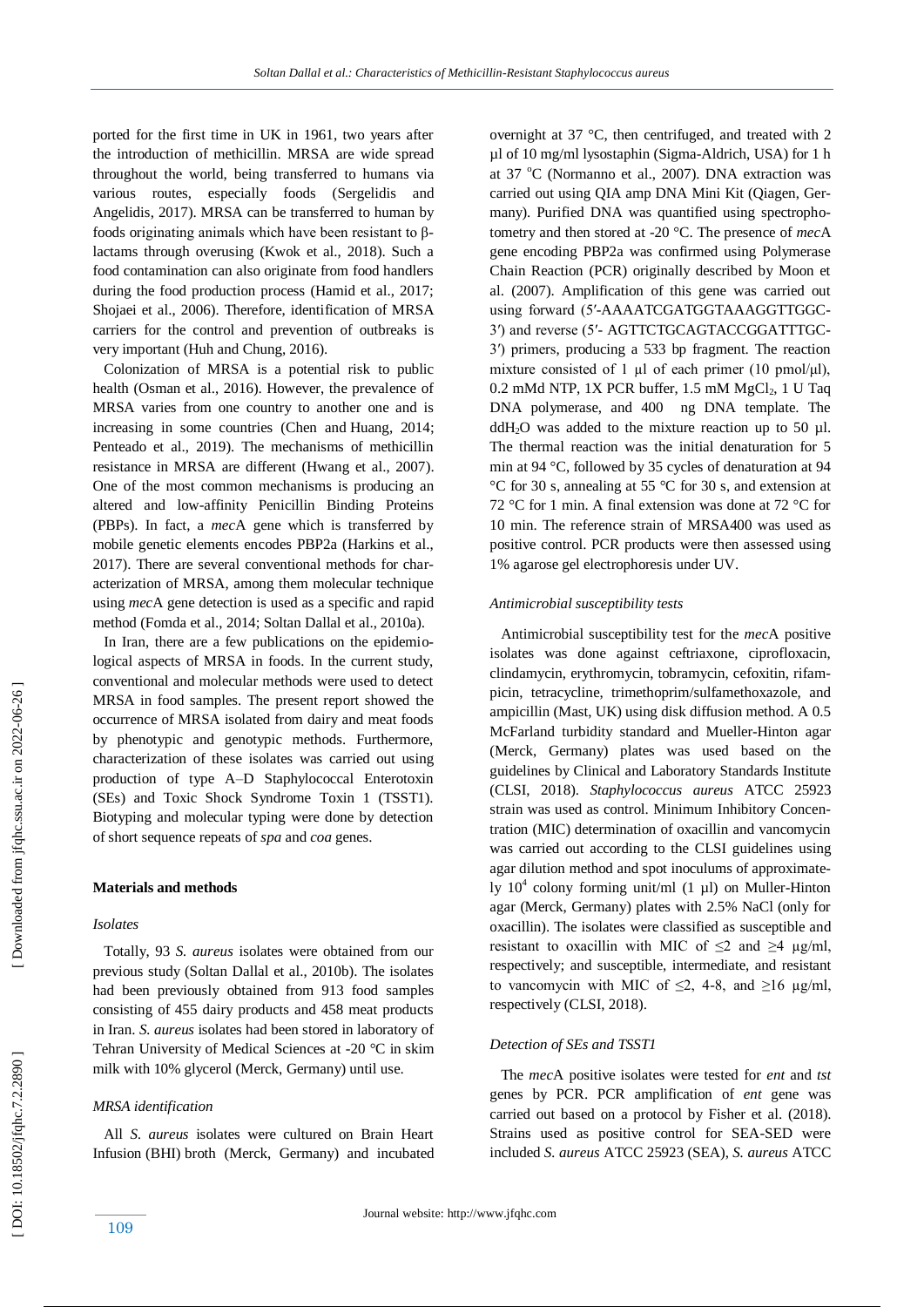ported for the first time in UK in 1961, two years after the introduction of methicillin. MRSA are wide spread throughout the world, being transferred to humans via various routes, especially foods (Sergelidis and Angelidis, 2017). MRSA can be transferred to human by foods originating animals which have been resistant to β-lactams through overusing (Kwok et al., 2018). Such a food contamination can also originate from food handlers during the food production process (Hamid et al., 2017; Shojaei et al., 2006). Therefore, identification of MRSA carriers for the control and prevention of outbreaks is very important (Huh and Chung, 2016).

Colonization of MRSA is a potential risk to public health (Osman et al., 2016). However, the prevalence of MRSA varies from one country to another one and is increasing in some countries (Chen and Huang, 2014; Penteado et al., 2019). The mechanisms of methicillin resistance in MRSA are different (Hwang et al., 2007). One of the most common mechanisms is producing an altered and low-affinity Penicillin Binding Proteins (PBPs). In fact, a *mec*A gene which is transferred by mobile genetic elements encodes PBP2a (Harkins et al., 2017). There are several conventional methods for characterization of MRSA, among them molecular technique using *mec*A gene detection is used as a specific and rapid method (Fomda et al., 2014; Soltan Dallal et al., 2010a).

In Iran, there are a few publications on the epidemiological aspects of MRSA in foods. In the current study, conventional and molecular methods were used to detect MRSA in food samples. The present report showed the occurrence of MRSA isolated from dairy and meat foods by phenotypic and genotypic methods. Furthermore, characterization of these isolates was carried out using production of type A–D Staphylococcal Enterotoxin (SEs) and Toxic Shock Syndrome Toxin 1 (TSST1). Biotyping and molecular typing were done by detection of short sequence repeats of *spa* and *coa* genes.

## Materials and methods

### *Isolates*

Totally, 93 *S. aureus* isolates were obtained from our previous study (Soltan Dallal et al., 2010b). The isolates had been previously obtained from 913 food samples consisting of 455 dairy products and 458 meat products in Iran. *S. aureus* isolates had been stored in laboratory of Tehran University of Medical Sciences at -20 °C in skim milk with 10% glycerol (Merck, Germany) until use.

### *MRSA identification*

All *S. aureus* isolates were cultured on Brain Heart Infusion (BHI) broth (Merck, Germany) and incubated overnight at 37 °C, then centrifuged, and treated with 2 µl of 10 mg/ml lysostaphin (Sigma-Aldrich, USA) for 1 h at 37 °C (Normanno et al., 2007). DNA extraction was carried out using QIA amp DNA Mini Kit (Qiagen, Germany). Purified DNA was quantified using spectrophotometry and then stored at -20 °C. The presence of *mec*A gene encoding PBP2a was confirmed using Polymerase Chain Reaction (PCR) originally described by Moon et al. (2007). Amplification of this gene was carried out using forward (5′-AAAATCGATGGTAAAGGTTGGC-3′) and reverse (5′- AGTTCTGCAGTACCGGATTTGC-3′) primers, producing a 533 bp fragment. The reaction mixture consisted of 1 µl of each primer (10 pmol/µl), 0.2 mMd NTP, 1X PCR buffer, 1.5 mM $MgCl_2$, 1 U Taq DNA polymerase, and 400 ng DNA template. The dd$H_2O$ was added to the mixture reaction up to 50 µl. The thermal reaction was the initial denaturation for 5 min at 94 °C, followed by 35 cycles of denaturation at 94 °C for 30 s, annealing at 55 °C for 30 s, and extension at 72 °C for 1 min. A final extension was done at 72 °C for 10 min. The reference strain of MRSA400 was used as positive control. PCR products were then assessed using 1% agarose gel electrophoresis under UV.

### *Antimicrobial susceptibility tests*

Antimicrobial susceptibility test for the *mec*A positive isolates was done against ceftriaxone, ciprofloxacin, clindamycin, erythromycin, tobramycin, cefoxitin, rifampicin, tetracycline, trimethoprim/sulfamethoxazole, and ampicillin (Mast, UK) using disk diffusion method. A 0.5 McFarland turbidity standard and Mueller-Hinton agar (Merck, Germany) plates was used based on the guidelines by Clinical and Laboratory Standards Institute (CLSI, 2018). *Staphylococcus aureus* ATCC 25923 strain was used as control. Minimum Inhibitory Concentration (MIC) determination of oxacillin and vancomycin was carried out according to the CLSI guidelines using agar dilution method and spot inoculums of approximately $10^4$ colony forming unit/ml (1 µl) on Muller-Hinton agar (Merck, Germany) plates with 2.5% NaCl (only for oxacillin). The isolates were classified as susceptible and resistant to oxacillin with MIC of ≤2 and ≥4 µg/ml, respectively; and susceptible, intermediate, and resistant to vancomycin with MIC of ≤2, 4-8, and ≥16 µg/ml, respectively (CLSI, 2018).

### *Detection of SEs and TSST1*

The *mec*A positive isolates were tested for *ent* and *tst* genes by PCR. PCR amplification of *ent* gene was carried out based on a protocol by Fisher et al. (2018). Strains used as positive control for SEA-SED were included *S. aureus* ATCC 25923 (SEA), *S. aureus* ATCC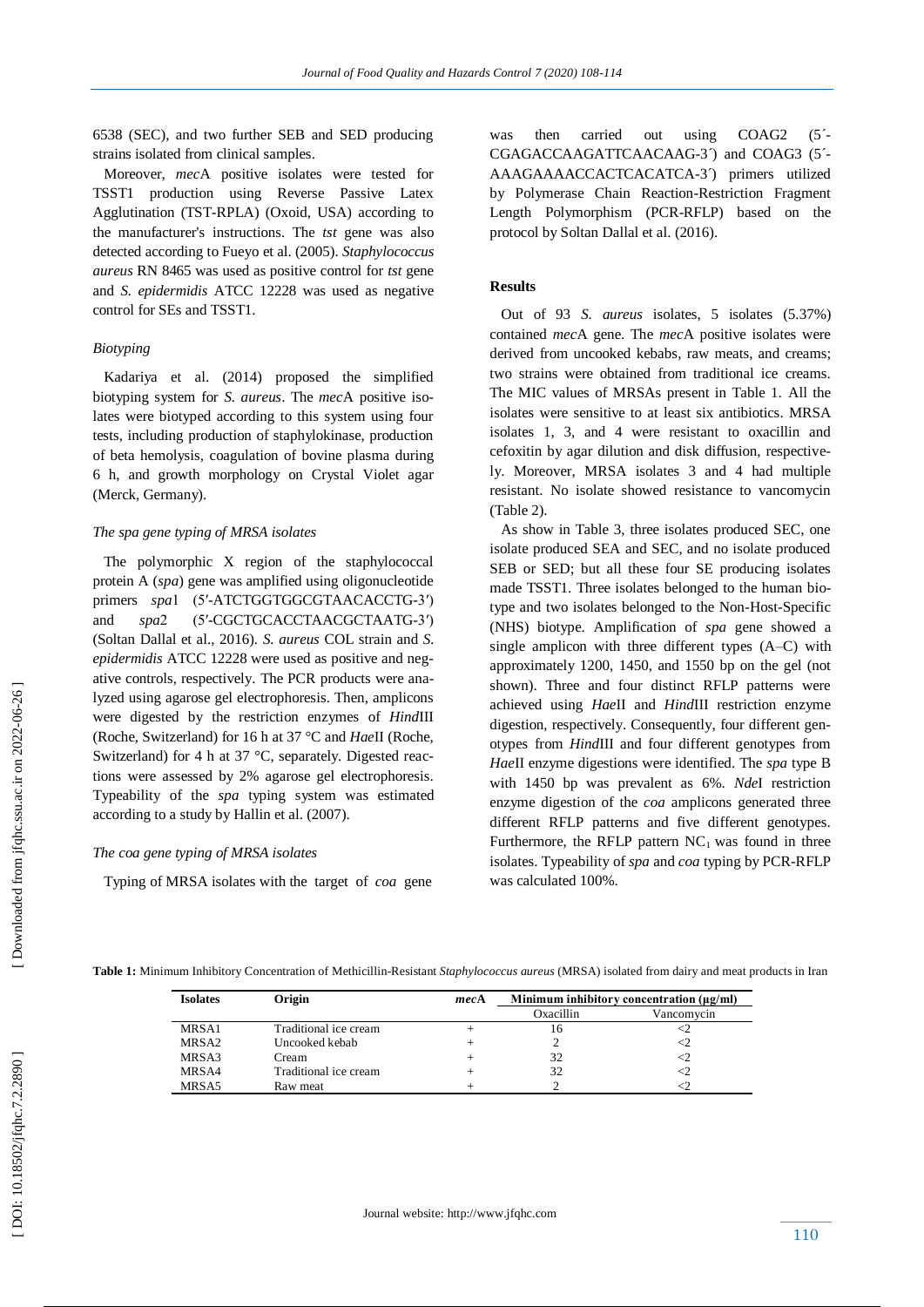6538 (SEC), and two further SEB and SED producing strains isolated from clinical samples.

Moreover, *mec*A positive isolates were tested for TSST1 production using Reverse Passive Latex Agglutination (TST-RPLA) (Oxoid, USA) according to the manufacturer's instructions. The *tst* gene was also detected according to Fueyo et al. (2005). *Staphylococcus aureus* RN 8465 was used as positive control for *tst* gene and *S. epidermidis* ATCC 12228 was used as negative control for SEs and TSST1.

### *Biotyping*

Kadariya et al. (2014) proposed the simplified biotyping system for *S. aureus*. The *mec*A positive isolates were biotyped according to this system using four tests, including production of staphylokinase, production of beta hemolysis, coagulation of bovine plasma during 6 h, and growth morphology on Crystal Violet agar (Merck, Germany).

### *The spa gene typing of MRSA isolates*

The polymorphic X region of the staphylococcal protein A (*spa*) gene was amplified using oligonucleotide primers *spa*1 (5′-ATCTGGTGGCGTAACACCTG-3′) and *spa*2 (5′-CGCTGCACCTAACGCTAATG-3′) (Soltan Dallal et al., 2016). *S. aureus* COL strain and *S. epidermidis* ATCC 12228 were used as positive and negative controls, respectively. The PCR products were analyzed using agarose gel electrophoresis. Then, amplicons were digested by the restriction enzymes of *Hind*III (Roche, Switzerland) for 16 h at 37 °C and *Hae*II (Roche, Switzerland) for 4 h at 37 °C, separately. Digested reactions were assessed by 2% agarose gel electrophoresis. Typeability of the *spa* typing system was estimated according to a study by Hallin et al. (2007).

### *The coa gene typing of MRSA isolates*

Typing of MRSA isolates with the target of *coa* gene was then carried out using COAG2 (5´-CGAGACCAAGATTCAACAAG-3´) and COAG3 (5´-AAAGAAAACCACTCACATCA-3´) primers utilized by Polymerase Chain Reaction-Restriction Fragment Length Polymorphism (PCR-RFLP) based on the protocol by Soltan Dallal et al. (2016).

## Results

Out of 93 *S. aureus* isolates, 5 isolates (5.37%) contained *mec*A gene. The *mec*A positive isolates were derived from uncooked kebabs, raw meats, and creams; two strains were obtained from traditional ice creams. The MIC values of MRSAs present in Table 1. All the isolates were sensitive to at least six antibiotics. MRSA isolates 1, 3, and 4 were resistant to oxacillin and cefoxitin by agar dilution and disk diffusion, respectively. Moreover, MRSA isolates 3 and 4 had multiple resistant. No isolate showed resistance to vancomycin (Table 2).

As show in Table 3, three isolates produced SEC, one isolate produced SEA and SEC, and no isolate produced SEB or SED; but all these four SE producing isolates made TSST1. Three isolates belonged to the human biotype and two isolates belonged to the Non-Host-Specific (NHS) biotype. Amplification of *spa* gene showed a single amplicon with three different types (A–C) with approximately 1200, 1450, and 1550 bp on the gel (not shown). Three and four distinct RFLP patterns were achieved using *Hae*II and *Hind*III restriction enzyme digestion, respectively. Consequently, four different genotypes from *Hind*III and four different genotypes from *Hae*II enzyme digestions were identified. The *spa* type B with 1450 bp was prevalent as 6%. *Nde*I restriction enzyme digestion of the *coa* amplicons generated three different RFLP patterns and five different genotypes. Furthermore, the RFLP pattern $NC_1$ was found in three isolates. Typeability of *spa* and *coa* typing by PCR-RFLP was calculated 100%.

**Table 1:** Minimum Inhibitory Concentration of Methicillin-Resistant *Staphylococcus aureus* (MRSA) isolated from dairy and meat products in Iran

| Isolates | Origin | *mec*A | Minimum inhibitory concentration (µg/ml) | |
|---|---|---|---|---|
| | | | Oxacillin | Vancomycin |
| MRSA1 | Traditional ice cream | + | 16 | <2 |
| MRSA2 | Uncooked kebab | + | 2 | <2 |
| MRSA3 | Cream | + | 32 | <2 |
| MRSA4 | Traditional ice cream | + | 32 | <2 |
| MRSA5 | Raw meat | + | 2 | <2 |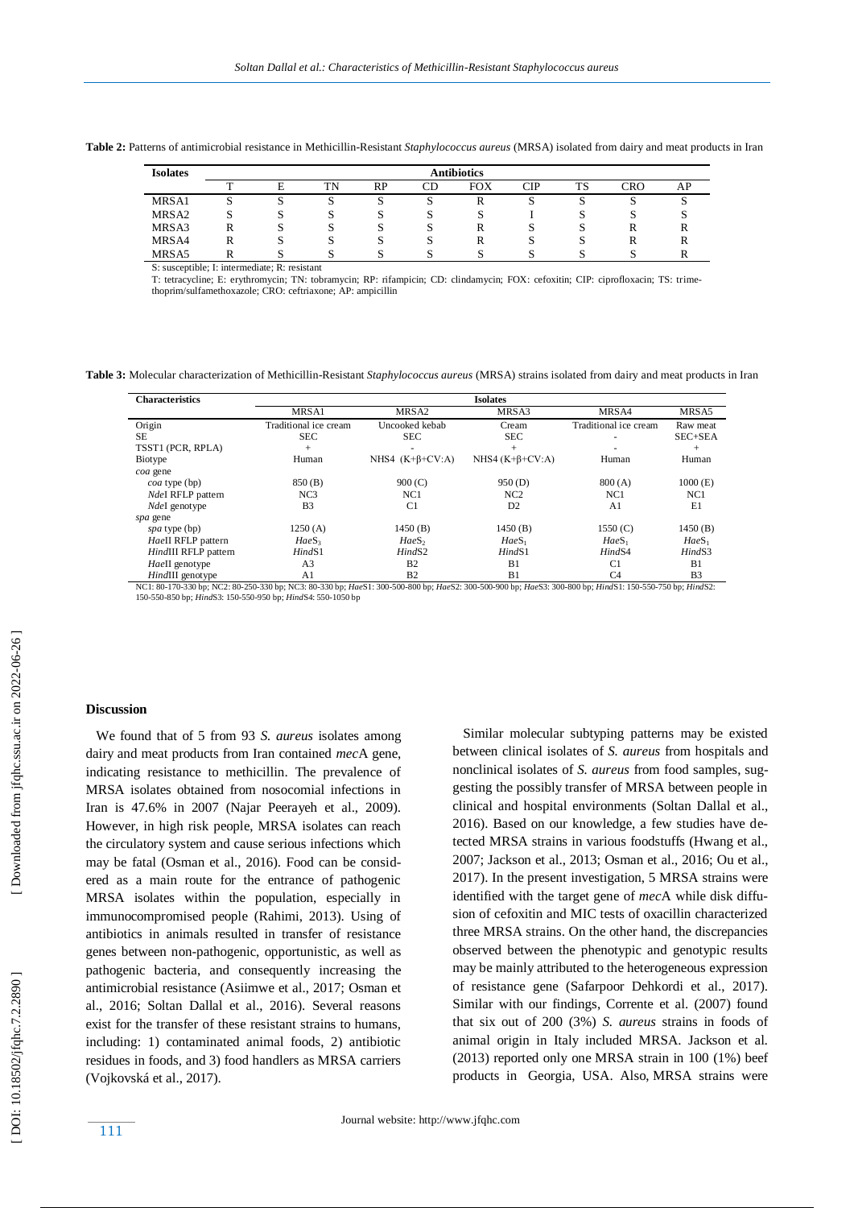**Table 2:** Patterns of antimicrobial resistance in Methicillin-Resistant *Staphylococcus aureus* (MRSA) isolated from dairy and meat products in Iran

| Isolates | Antibiotics | | | | | | | | | |
|---|---|---|---|---|---|---|---|---|---|---|
| | T | E | TN | RP | CD | FOX | CIP | TS | CRO | AP |
| MRSA1 | S | S | S | S | S | R | S | S | S | S |
| MRSA2 | S | S | S | S | S | S | I | S | S | S |
| MRSA3 | R | S | S | S | S | R | S | S | R | R |
| MRSA4 | R | S | S | S | S | R | S | S | R | R |
| MRSA5 | R | S | S | S | S | S | S | S | S | R |

S: susceptible; I: intermediate; R: resistant

T: tetracycline; E: erythromycin; TN: tobramycin; RP: rifampicin; CD: clindamycin; FOX: cefoxitin; CIP: ciprofloxacin; TS: trimethoprim/sulfamethoxazole; CRO: ceftriaxone; AP: ampicillin

**Table 3:** Molecular characterization of Methicillin-Resistant *Staphylococcus aureus* (MRSA) strains isolated from dairy and meat products in Iran

| Characteristics | Isolates | | | | |
|---|---|---|---|---|---|
| | MRSA1 | MRSA2 | MRSA3 | MRSA4 | MRSA5 |
| Origin | Traditional ice cream | Uncooked kebab | Cream | Traditional ice cream | Raw meat |
| SE | SEC | SEC | SEC | - | SEC+SEA |
| TSST1 (PCR, RPLA) | + | - | + | - | + |
| Biotype | Human | NHS4 (K+β+CV:A) | NHS4 (K+β+CV:A) | Human | Human |
| *coa* gene | | | | | |
| *coa* type (bp) | 850 (B) | 900 (C) | 950 (D) | 800 (A) | 1000 (E) |
| *Nde*I RFLP pattern | NC3 | NC1 | NC2 | NC1 | NC1 |
| *Nde*I genotype | B3 | C1 | D2 | A1 | E1 |
| *spa* gene | | | | | |
| *spa* type (bp) | 1250 (A) | 1450 (B) | 1450 (B) | 1550 (C) | 1450 (B) |
| *Hae*II RFLP pattern | *Hae*$S_3$ | *Hae*$S_2$ | *Hae*$S_1$ | *Hae*$S_1$ | *Hae*$S_1$ |
| *Hind*III RFLP pattern | *Hind*S1 | *Hind*S2 | *Hind*S1 | *Hind*S4 | *Hind*S3 |
| *Hae*II genotype | A3 | B2 | B1 | C1 | B1 |
| *Hind*III genotype | A1 | B2 | B1 | C4 | B3 |

NC1: 80-170-330 bp; NC2: 80-250-330 bp; NC3: 80-330 bp; *Hae*S1: 300-500-800 bp; *Hae*S2: 300-500-900 bp; *Hae*S3: 300-800 bp; *Hind*S1: 150-550-750 bp; *Hind*S2: 150-550-850 bp; *Hind*S3: 150-550-950 bp; *Hind*S4: 550-1050 bp

## Discussion

We found that of 5 from 93 *S. aureus* isolates among dairy and meat products from Iran contained *mec*A gene, indicating resistance to methicillin. The prevalence of MRSA isolates obtained from nosocomial infections in Iran is 47.6% in 2007 (Najar Peerayeh et al., 2009). However, in high risk people, MRSA isolates can reach the circulatory system and cause serious infections which may be fatal (Osman et al., 2016). Food can be considered as a main route for the entrance of pathogenic MRSA isolates within the population, especially in immunocompromised people (Rahimi, 2013). Using of antibiotics in animals resulted in transfer of resistance genes between non-pathogenic, opportunistic, as well as pathogenic bacteria, and consequently increasing the antimicrobial resistance (Asiimwe et al., 2017; Osman et al., 2016; Soltan Dallal et al., 2016). Several reasons exist for the transfer of these resistant strains to humans, including: 1) contaminated animal foods, 2) antibiotic residues in foods, and 3) food handlers as MRSA carriers (Vojkovská et al., 2017).

Similar molecular subtyping patterns may be existed between clinical isolates of *S. aureus* from hospitals and nonclinical isolates of *S. aureus* from food samples, suggesting the possibly transfer of MRSA between people in clinical and hospital environments (Soltan Dallal et al., 2016). Based on our knowledge, a few studies have detected MRSA strains in various foodstuffs (Hwang et al., 2007; Jackson et al., 2013; Osman et al., 2016; Ou et al., 2017). In the present investigation, 5 MRSA strains were identified with the target gene of *mec*A while disk diffusion of cefoxitin and MIC tests of oxacillin characterized three MRSA strains. On the other hand, the discrepancies observed between the phenotypic and genotypic results may be mainly attributed to the heterogeneous expression of resistance gene (Safarpoor Dehkordi et al., 2017). Similar with our findings, Corrente et al. (2007) found that six out of 200 (3%) *S. aureus* strains in foods of animal origin in Italy included MRSA. Jackson et al. (2013) reported only one MRSA strain in 100 (1%) beef products in Georgia, USA. Also, MRSA strains were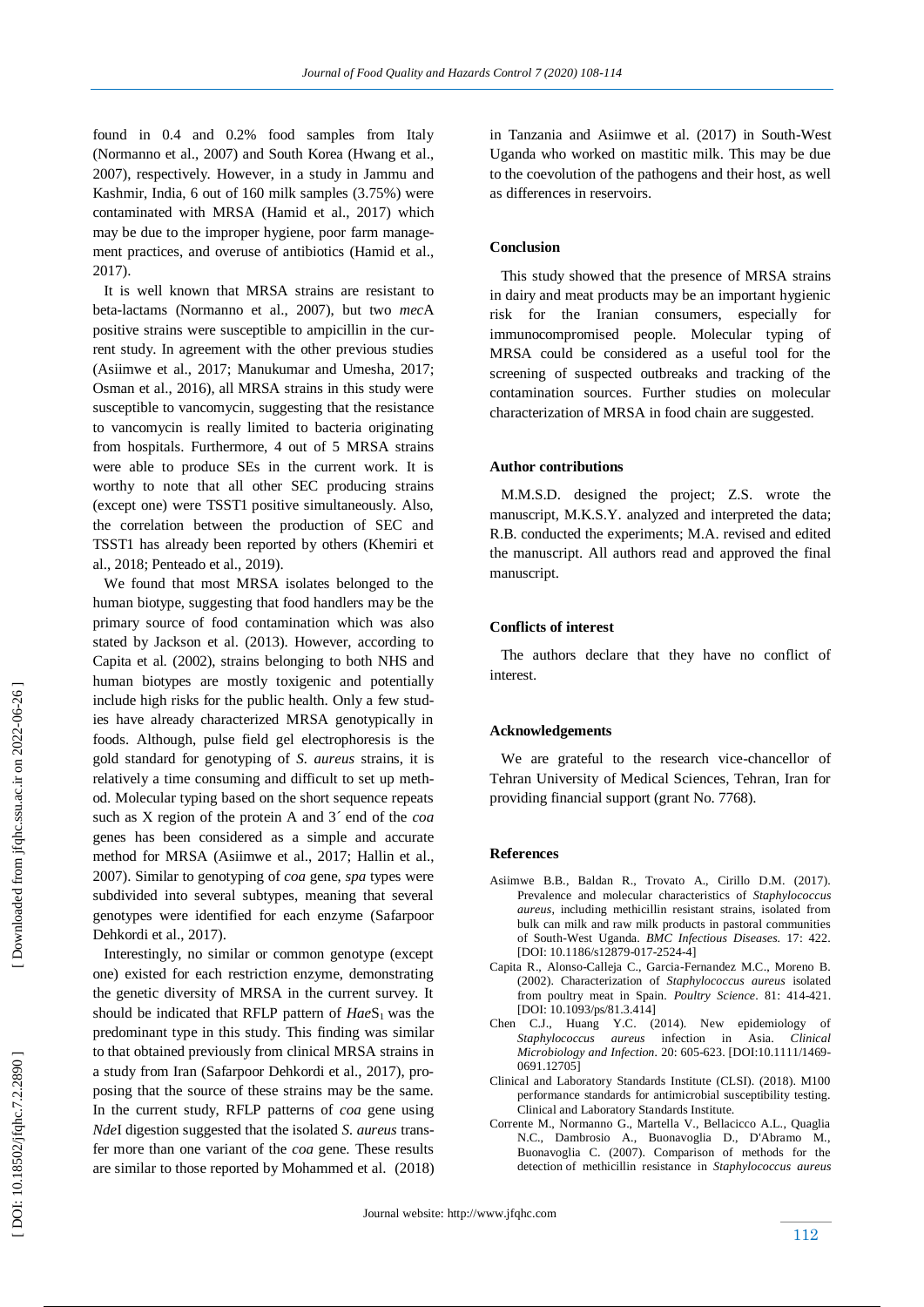found in 0.4 and 0.2% food samples from Italy (Normanno et al., 2007) and South Korea (Hwang et al., 2007), respectively. However, in a study in Jammu and Kashmir, India, 6 out of 160 milk samples (3.75%) were contaminated with MRSA (Hamid et al., 2017) which may be due to the improper hygiene, poor farm management practices, and overuse of antibiotics (Hamid et al., 2017).

It is well known that MRSA strains are resistant to beta-lactams (Normanno et al., 2007), but two *mec*A positive strains were susceptible to ampicillin in the current study. In agreement with the other previous studies (Asiimwe et al., 2017; Manukumar and Umesha, 2017; Osman et al., 2016), all MRSA strains in this study were susceptible to vancomycin, suggesting that the resistance to vancomycin is really limited to bacteria originating from hospitals. Furthermore, 4 out of 5 MRSA strains were able to produce SEs in the current work. It is worthy to note that all other SEC producing strains (except one) were TSST1 positive simultaneously. Also, the correlation between the production of SEC and TSST1 has already been reported by others (Khemiri et al., 2018; Penteado et al., 2019).

We found that most MRSA isolates belonged to the human biotype, suggesting that food handlers may be the primary source of food contamination which was also stated by Jackson et al. (2013). However, according to Capita et al. (2002), strains belonging to both NHS and human biotypes are mostly toxigenic and potentially include high risks for the public health. Only a few studies have already characterized MRSA genotypically in foods. Although, pulse field gel electrophoresis is the gold standard for genotyping of *S. aureus* strains, it is relatively a time consuming and difficult to set up method. Molecular typing based on the short sequence repeats such as X region of the protein A and 3´ end of the *coa* genes has been considered as a simple and accurate method for MRSA (Asiimwe et al., 2017; Hallin et al., 2007). Similar to genotyping of *coa* gene, *spa* types were subdivided into several subtypes, meaning that several genotypes were identified for each enzyme (Safarpoor Dehkordi et al., 2017).

Interestingly, no similar or common genotype (except one) existed for each restriction enzyme, demonstrating the genetic diversity of MRSA in the current survey. It should be indicated that RFLP pattern of *Hae*$S_1$ was the predominant type in this study. This finding was similar to that obtained previously from clinical MRSA strains in a study from Iran (Safarpoor Dehkordi et al., 2017), proposing that the source of these strains may be the same. In the current study, RFLP patterns of *coa* gene using *Nde*I digestion suggested that the isolated *S. aureus* transfer more than one variant of the *coa* gene. These results are similar to those reported by Mohammed et al. (2018) in Tanzania and Asiimwe et al. (2017) in South-West Uganda who worked on mastitic milk. This may be due to the coevolution of the pathogens and their host, as well as differences in reservoirs.

## Conclusion

This study showed that the presence of MRSA strains in dairy and meat products may be an important hygienic risk for the Iranian consumers, especially for immunocompromised people. Molecular typing of MRSA could be considered as a useful tool for the screening of suspected outbreaks and tracking of the contamination sources. Further studies on molecular characterization of MRSA in food chain are suggested.

## Author contributions

M.M.S.D. designed the project; Z.S. wrote the manuscript, M.K.S.Y. analyzed and interpreted the data; R.B. conducted the experiments; M.A. revised and edited the manuscript. All authors read and approved the final manuscript.

## Conflicts of interest

The authors declare that they have no conflict of interest.

## Acknowledgements

We are grateful to the research vice-chancellor of Tehran University of Medical Sciences, Tehran, Iran for providing financial support (grant No. 7768).

## References

Asiimwe B.B., Baldan R., Trovato A., Cirillo D.M. (2017). Prevalence and molecular characteristics of *Staphylococcus aureus*, including methicillin resistant strains, isolated from bulk can milk and raw milk products in pastoral communities of South-West Uganda. *BMC Infectious Diseases*. 17: 422. [DOI: 10.1186/s12879-017-2524-4]

Capita R., Alonso-Calleja C., Garcia-Fernandez M.C., Moreno B. (2002). Characterization of *Staphylococcus aureus* isolated from poultry meat in Spain. *Poultry Science*. 81: 414-421. [DOI: 10.1093/ps/81.3.414]

Chen C.J., Huang Y.C. (2014). New epidemiology of *Staphylococcus aureus* infection in Asia. *Clinical Microbiology and Infection*. 20: 605-623. [DOI:10.1111/1469-0691.12705]

Clinical and Laboratory Standards Institute (CLSI). (2018). M100 performance standards for antimicrobial susceptibility testing. Clinical and Laboratory Standards Institute.

Corrente M., Normanno G., Martella V., Bellacicco A.L., Quaglia N.C., Dambrosio A., Buonavoglia D., D'Abramo M., Buonavoglia C. (2007). Comparison of methods for the detection of methicillin resistance in *Staphylococcus aureus*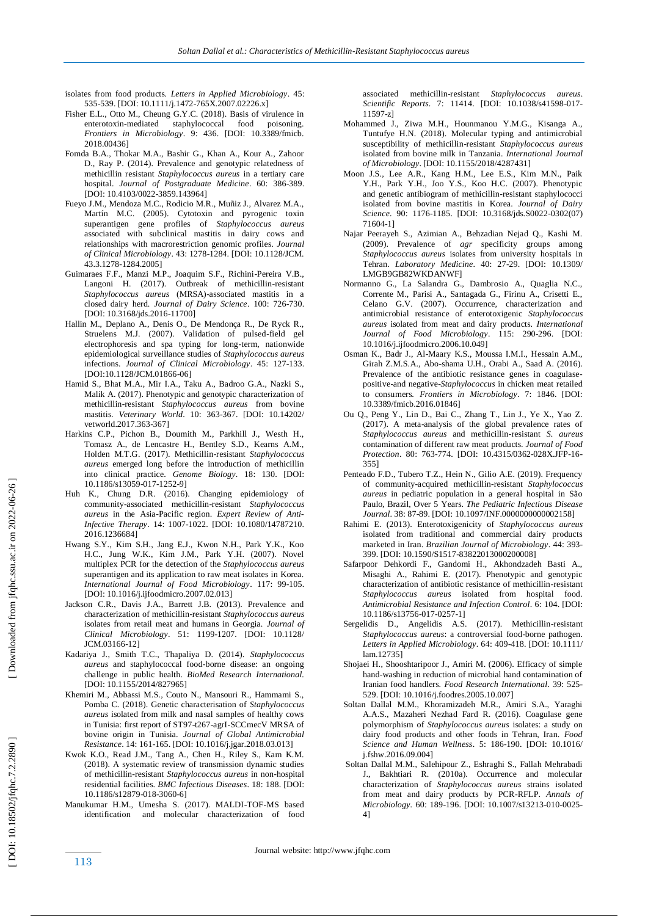isolates from food products. *Letters in Applied Microbiology*. 45: 535-539. [DOI: 10.1111/j.1472-765X.2007.02226.x]

Fisher E.L., Otto M., Cheung G.Y.C. (2018). Basis of virulence in enterotoxin-mediated staphylococcal food poisoning. *Frontiers in Microbiology*. 9: 436. [DOI: 10.3389/fmicb.2018.00436]

Fomda B.A., Thokar M.A., Bashir G., Khan A., Kour A., Zahoor D., Ray P. (2014). Prevalence and genotypic relatedness of methicillin resistant *Staphylococcus aureus* in a tertiary care hospital. *Journal of Postgraduate Medicine*. 60: 386-389. [DOI: 10.4103/0022-3859.143964]

Fueyo J.M., Mendoza M.C., Rodicio M.R., Muñiz J., Alvarez M.A., Martín M.C. (2005). Cytotoxin and pyrogenic toxin superantigen gene profiles of *Staphylococcus aureus* associated with subclinical mastitis in dairy cows and relationships with macrorestriction genomic profiles. *Journal of Clinical Microbiology*. 43: 1278-1284. [DOI: 10.1128/JCM.43.3.1278-1284.2005]

Guimaraes F.F., Manzi M.P., Joaquim S.F., Richini-Pereira V.B., Langoni H. (2017). Outbreak of methicillin-resistant *Staphylococcus aureus* (MRSA)-associated mastitis in a closed dairy herd. *Journal of Dairy Science*. 100: 726-730. [DOI: 10.3168/jds.2016-11700]

Hallin M., Deplano A., Denis O., De Mendonça R., De Ryck R., Struelens M.J. (2007). Validation of pulsed-field gel electrophoresis and spa typing for long-term, nationwide epidemiological surveillance studies of *Staphylococcus aureus* infections. *Journal of Clinical Microbiology*. 45: 127-133. [DOI:10.1128/JCM.01866-06]

Hamid S., Bhat M.A., Mir I.A., Taku A., Badroo G.A., Nazki S., Malik A. (2017). Phenotypic and genotypic characterization of methicillin-resistant *Staphylococcus aureus* from bovine mastitis. *Veterinary World*. 10: 363-367. [DOI: 10.14202/vetworld.2017.363-367]

Harkins C.P., Pichon B., Doumith M., Parkhill J., Westh H., Tomasz A., de Lencastre H., Bentley S.D., Kearns A.M., Holden M.T.G. (2017). Methicillin-resistant *Staphylococcus aureus* emerged long before the introduction of methicillin into clinical practice. *Genome Biology*. 18: 130. [DOI: 10.1186/s13059-017-1252-9]

Huh K., Chung D.R. (2016). Changing epidemiology of community-associated methicillin-resistant *Staphylococcus aureus* in the Asia-Pacific region. *Expert Review of Anti-Infective Therapy*. 14: 1007-1022. [DOI: 10.1080/14787210.2016.1236684]

Hwang S.Y., Kim S.H., Jang E.J., Kwon N.H., Park Y.K., Koo H.C., Jung W.K., Kim J.M., Park Y.H. (2007). Novel multiplex PCR for the detection of the *Staphylococcus aureus* superantigen and its application to raw meat isolates in Korea. *International Journal of Food Microbiology*. 117: 99-105. [DOI: 10.1016/j.ijfoodmicro.2007.02.013]

Jackson C.R., Davis J.A., Barrett J.B. (2013). Prevalence and characterization of methicillin-resistant *Staphylococcus aureus* isolates from retail meat and humans in Georgia. *Journal of Clinical Microbiology*. 51: 1199-1207. [DOI: 10.1128/JCM.03166-12]

Kadariya J., Smith T.C., Thapaliya D. (2014). *Staphylococcus aureus* and staphylococcal food-borne disease: an ongoing challenge in public health. *BioMed Research International*. [DOI: 10.1155/2014/827965]

Khemiri M., Abbassi M.S., Couto N., Mansouri R., Hammami S., Pomba C. (2018). Genetic characterisation of *Staphylococcus aureus* isolated from milk and nasal samples of healthy cows in Tunisia: first report of ST97-t267-agrI-SCCmecV MRSA of bovine origin in Tunisia. *Journal of Global Antimicrobial Resistance*. 14: 161-165. [DOI: 10.1016/j.jgar.2018.03.013]

Kwok K.O., Read J.M., Tang A., Chen H., Riley S., Kam K.M. (2018). A systematic review of transmission dynamic studies of methicillin-resistant *Staphylococcus aureus* in non-hospital residential facilities. *BMC Infectious Diseases*. 18: 188. [DOI: 10.1186/s12879-018-3060-6]

Manukumar H.M., Umesha S. (2017). MALDI-TOF-MS based identification and molecular characterization of food associated methicillin-resistant *Staphylococcus aureus*. *Scientific Reports*. 7: 11414. [DOI: 10.1038/s41598-017-11597-z]

Mohammed J., Ziwa M.H., Hounmanou Y.M.G., Kisanga A., Tuntufye H.N. (2018). Molecular typing and antimicrobial susceptibility of methicillin-resistant *Staphylococcus aureus* isolated from bovine milk in Tanzania. *International Journal of Microbiology*. [DOI: 10.1155/2018/4287431]

Moon J.S., Lee A.R., Kang H.M., Lee E.S., Kim M.N., Paik Y.H., Park Y.H., Joo Y.S., Koo H.C. (2007). Phenotypic and genetic antibiogram of methicillin-resistant staphylococci isolated from bovine mastitis in Korea. *Journal of Dairy Science*. 90: 1176-1185. [DOI: 10.3168/jds.S0022-0302(07)71604-1]

Najar Peerayeh S., Azimian A., Behzadian Nejad Q., Kashi M. (2009). Prevalence of *agr* specificity groups among *Staphylococcus aureus* isolates from university hospitals in Tehran. *Laboratory Medicine*. 40: 27-29. [DOI: 10.1309/LMGB9GB82WKDANWF]

Normanno G., La Salandra G., Dambrosio A., Quaglia N.C., Corrente M., Parisi A., Santagada G., Firinu A., Crisetti E., Celano G.V. (2007). Occurrence, characterization and antimicrobial resistance of enterotoxigenic *Staphylococcus aureus* isolated from meat and dairy products. *International Journal of Food Microbiology*. 115: 290-296. [DOI: 10.1016/j.ijfoodmicro.2006.10.049]

Osman K., Badr J., Al-Maary K.S., Moussa I.M.I., Hessain A.M., Girah Z.M.S.A., Abo-shama U.H., Orabi A., Saad A. (2016). Prevalence of the antibiotic resistance genes in coagulase-positive-and negative-*Staphylococcus* in chicken meat retailed to consumers. *Frontiers in Microbiology*. 7: 1846. [DOI: 10.3389/fmicb.2016.01846]

Ou Q., Peng Y., Lin D., Bai C., Zhang T., Lin J., Ye X., Yao Z. (2017). A meta-analysis of the global prevalence rates of *Staphylococcus aureus* and methicillin-resistant *S. aureus* contamination of different raw meat products. *Journal of Food Protection*. 80: 763-774. [DOI: 10.4315/0362-028X.JFP-16-355]

Penteado F.D., Tubero T.Z., Hein N., Gilio A.E. (2019). Frequency of community-acquired methicillin-resistant *Staphylococcus aureus* in pediatric population in a general hospital in São Paulo, Brazil, Over 5 Years. *The Pediatric Infectious Disease Journal*. 38: 87-89. [DOI: 10.1097/INF.0000000000002158]

Rahimi E. (2013). Enterotoxigenicity of *Staphylococcus aureus* isolated from traditional and commercial dairy products marketed in Iran. *Brazilian Journal of Microbiology*. 44: 393-399. [DOI: 10.1590/S1517-83822013000200008]

Safarpoor Dehkordi F., Gandomi H., Akhondzadeh Basti A., Misaghi A., Rahimi E. (2017). Phenotypic and genotypic characterization of antibiotic resistance of methicillin-resistant *Staphylococcus aureus* isolated from hospital food. *Antimicrobial Resistance and Infection Control*. 6: 104. [DOI: 10.1186/s13756-017-0257-1]

Sergelidis D., Angelidis A.S. (2017). Methicillin-resistant *Staphylococcus aureus*: a controversial food-borne pathogen. *Letters in Applied Microbiology*. 64: 409-418. [DOI: 10.1111/lam.12735]

Shojaei H., Shooshtaripoor J., Amiri M. (2006). Efficacy of simple hand-washing in reduction of microbial hand contamination of Iranian food handlers. *Food Research International*. 39: 525-529. [DOI: 10.1016/j.foodres.2005.10.007]

Soltan Dallal M.M., Khoramizadeh M.R., Amiri S.A., Yaraghi A.A.S., Mazaheri Nezhad Fard R. (2016). Coagulase gene polymorphism of *Staphylococcus aureus* isolates: a study on dairy food products and other foods in Tehran, Iran. *Food Science and Human Wellness*. 5: 186-190. [DOI: 10.1016/j.fshw.2016.09.004]

Soltan Dallal M.M., Salehipour Z., Eshraghi S., Fallah Mehrabadi J., Bakhtiari R. (2010a). Occurrence and molecular characterization of *Staphylococcus aureus* strains isolated from meat and dairy products by PCR-RFLP. *Annals of Microbiology*. 60: 189-196. [DOI: 10.1007/s13213-010-0025-4]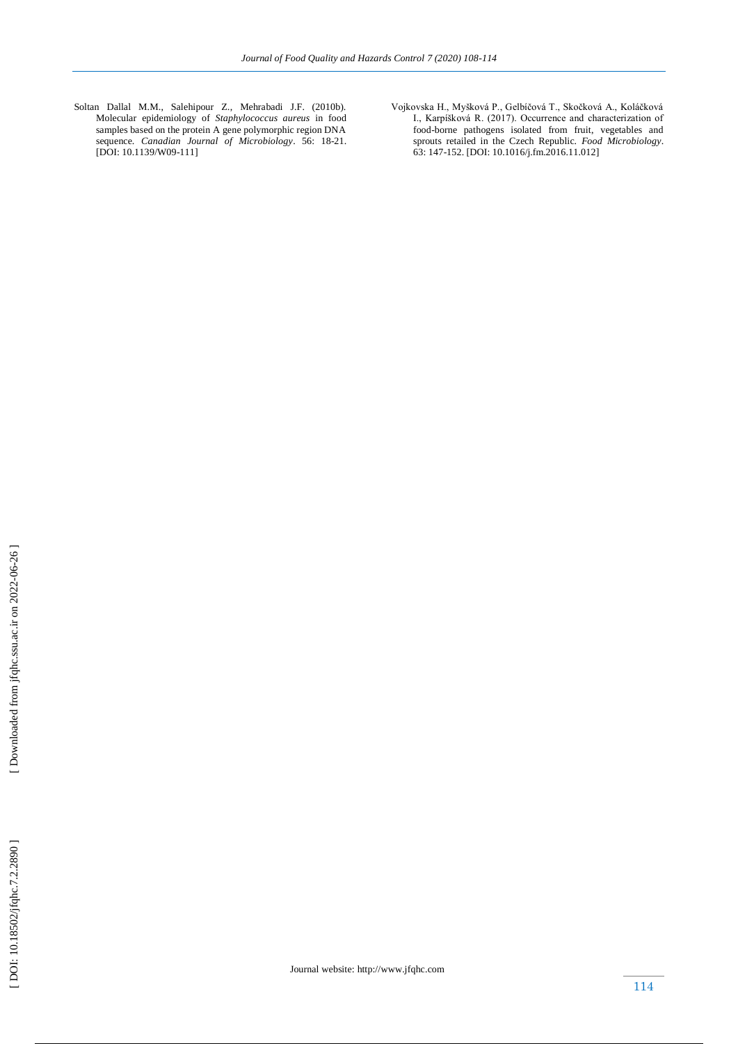Soltan Dallal M.M., Salehipour Z., Mehrabadi J.F. (2010b). Molecular epidemiology of *Staphylococcus aureus* in food samples based on the protein A gene polymorphic region DNA sequence. *Canadian Journal of Microbiology*. 56: 18-21. [DOI: 10.1139/W09-111]

Vojkovska H., Myšková P., Gelbíčová T., Skočková A., Koláčková I., Karpíšková R. (2017). Occurrence and characterization of food-borne pathogens isolated from fruit, vegetables and sprouts retailed in the Czech Republic. *Food Microbiology*. 63: 147-152. [DOI: 10.1016/j.fm.2016.11.012]